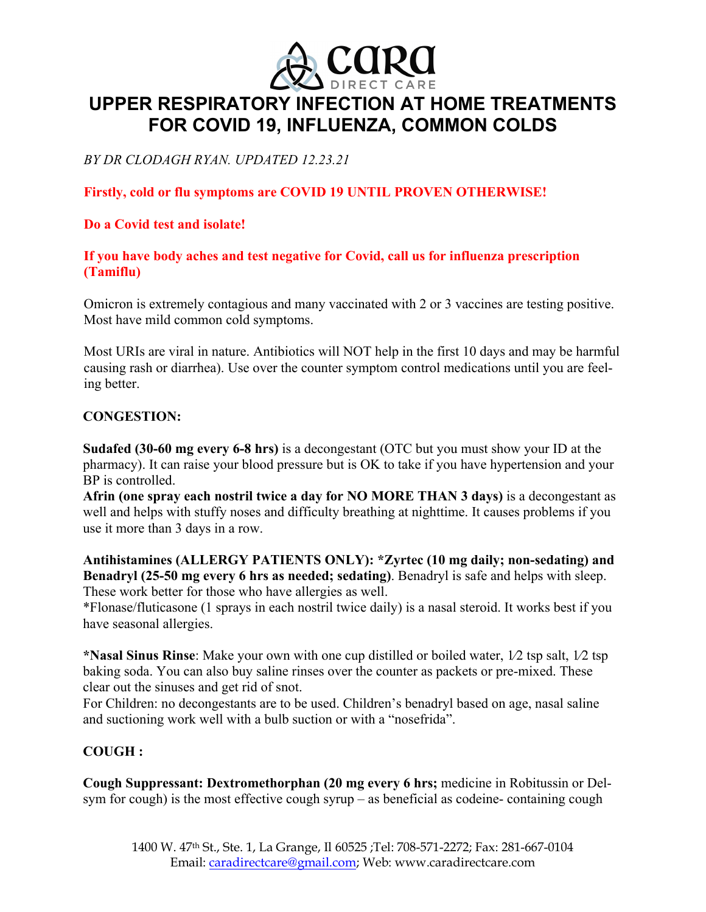# UPPER RESPIRATORY INFECTION AT HOME TREATMENTS FOR COVID 19, INFLUENZA, COMMON COLDS

*BY DR CLODAGH RYAN. UPDATED 12.23.21*

**Firstly, cold or flu symptoms are COVID 19 UNTIL PROVEN OTHERWISE!**

**Do a Covid test and isolate!**

**If you have body aches and test negative for Covid, call us for influenza prescription (Tamiflu)**

Omicron is extremely contagious and many vaccinated with 2 or 3 vaccines are testing positive. Most have mild common cold symptoms.

Most URIs are viral in nature. Antibiotics will NOT help in the first 10 days and may be harmful causing rash or diarrhea). Use over the counter symptom control medications until you are feeling better.

**CONGESTION:**

**Sudafed (30-60 mg every 6-8 hrs)** is a decongestant (OTC but you must show your ID at the pharmacy). It can raise your blood pressure but is OK to take if you have hypertension and your BP is controlled.
**Afrin (one spray each nostril twice a day for NO MORE THAN 3 days)** is a decongestant as well and helps with stuffy noses and difficulty breathing at nighttime. It causes problems if you use it more than 3 days in a row.

**Antihistamines (ALLERGY PATIENTS ONLY): *Zyrtec (10 mg daily; non-sedating) and Benadryl (25-50 mg every 6 hrs as needed; sedating)**. Benadryl is safe and helps with sleep. These work better for those who have allergies as well.
*Flonase/fluticasone (1 sprays in each nostril twice daily) is a nasal steroid. It works best if you have seasonal allergies.

***Nasal Sinus Rinse**: Make your own with one cup distilled or boiled water, ½ tsp salt, ½ tsp baking soda. You can also buy saline rinses over the counter as packets or pre-mixed. These clear out the sinuses and get rid of snot.
For Children: no decongestants are to be used. Children's benadryl based on age, nasal saline and suctioning work well with a bulb suction or with a "nosefrida".

**COUGH :**

**Cough Suppressant: Dextromethorphan (20 mg every 6 hrs;** medicine in Robitussin or Delsym for cough) is the most effective cough syrup – as beneficial as codeine- containing cough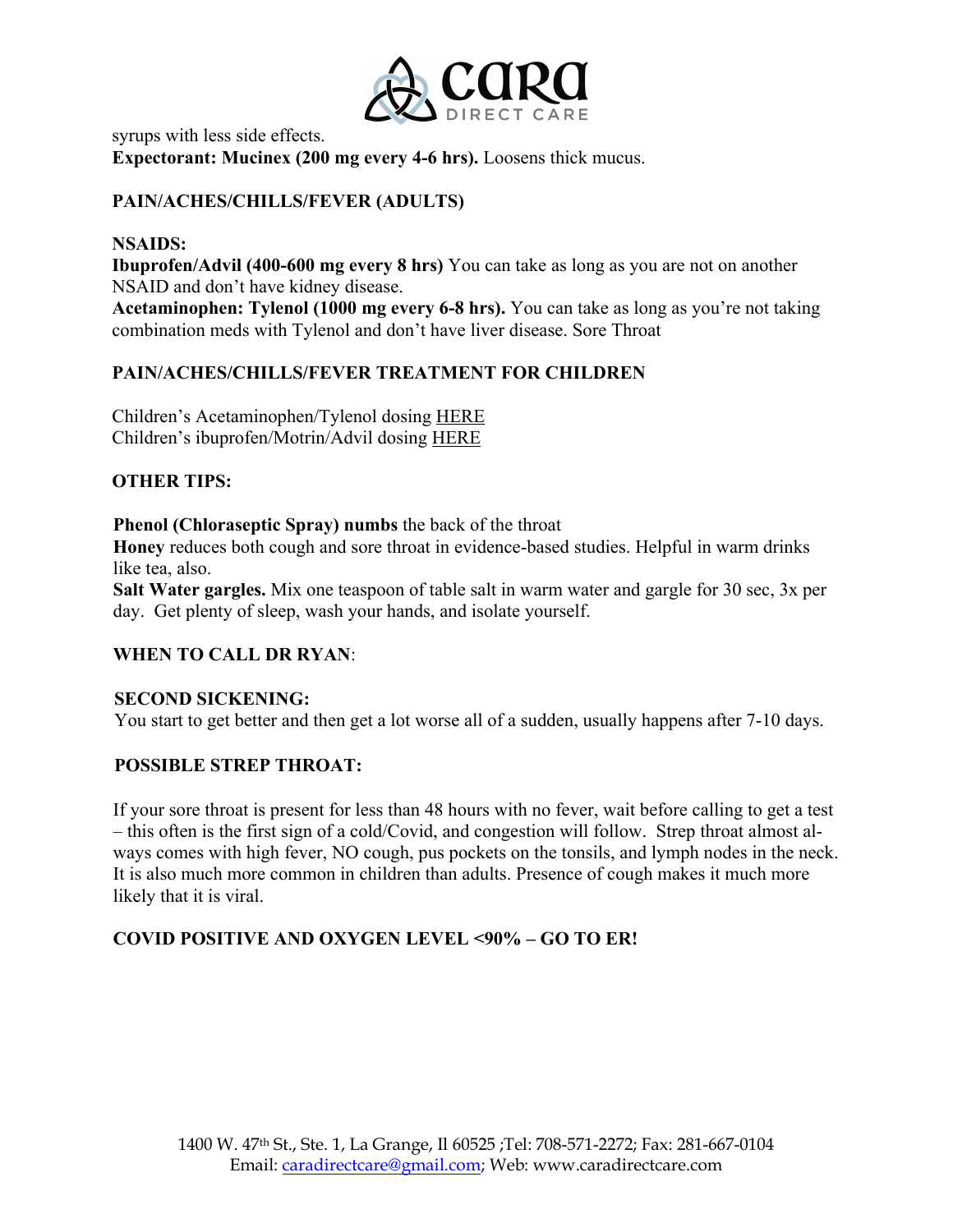syrups with less side effects.
**Expectorant: Mucinex (200 mg every 4-6 hrs).** Loosens thick mucus.

**PAIN/ACHES/CHILLS/FEVER (ADULTS)**

**NSAIDS:**
**Ibuprofen/Advil (400-600 mg every 8 hrs)** You can take as long as you are not on another NSAID and don't have kidney disease.
**Acetaminophen: Tylenol (1000 mg every 6-8 hrs).** You can take as long as you're not taking combination meds with Tylenol and don't have liver disease. Sore Throat

**PAIN/ACHES/CHILLS/FEVER TREATMENT FOR CHILDREN**

Children's Acetaminophen/Tylenol dosing HERE
Children's ibuprofen/Motrin/Advil dosing HERE

**OTHER TIPS:**

**Phenol (Chloraseptic Spray) numbs** the back of the throat
**Honey** reduces both cough and sore throat in evidence-based studies. Helpful in warm drinks like tea, also.
**Salt Water gargles.** Mix one teaspoon of table salt in warm water and gargle for 30 sec, 3x per day. Get plenty of sleep, wash your hands, and isolate yourself.

**WHEN TO CALL DR RYAN**:

**SECOND SICKENING:**
You start to get better and then get a lot worse all of a sudden, usually happens after 7-10 days.

**POSSIBLE STREP THROAT:**

If your sore throat is present for less than 48 hours with no fever, wait before calling to get a test – this often is the first sign of a cold/Covid, and congestion will follow. Strep throat almost always comes with high fever, NO cough, pus pockets on the tonsils, and lymph nodes in the neck. It is also much more common in children than adults. Presence of cough makes it much more likely that it is viral.

**COVID POSITIVE AND OXYGEN LEVEL <90% – GO TO ER!**

1400 W. 47th St., Ste. 1, La Grange, Il 60525 ;Tel: 708-571-2272; Fax: 281-667-0104
Email: caradirectcare@gmail.com; Web: www.caradirectcare.com